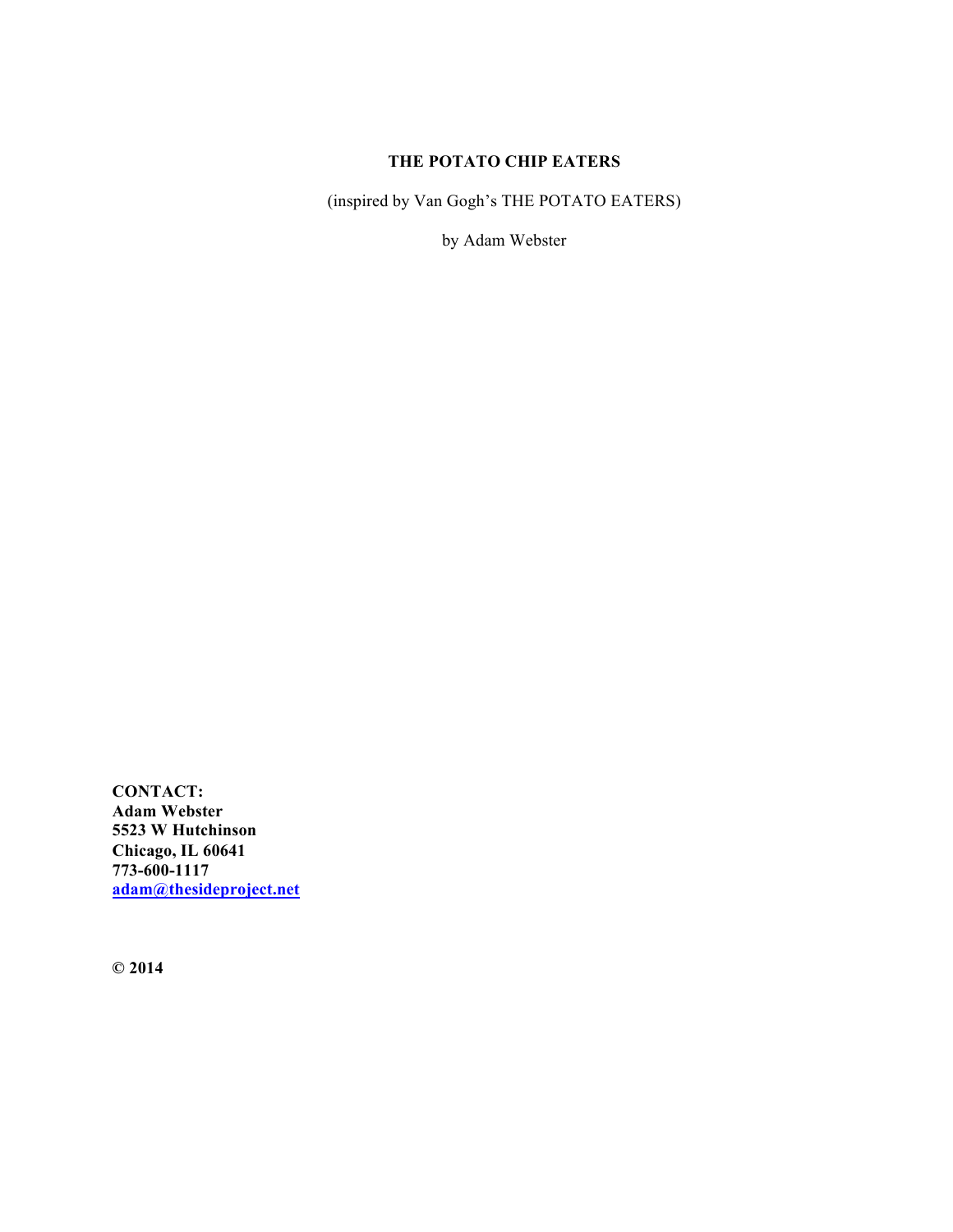# THE POTATO CHIP EATERS

(inspired by Van Gogh's THE POTATO EATERS)

by Adam Webster

**CONTACT:**
**Adam Webster**
**5523 W Hutchinson**
**Chicago, IL 60641**
**773-600-1117**
**adam@thesideproject.net**

**© 2014**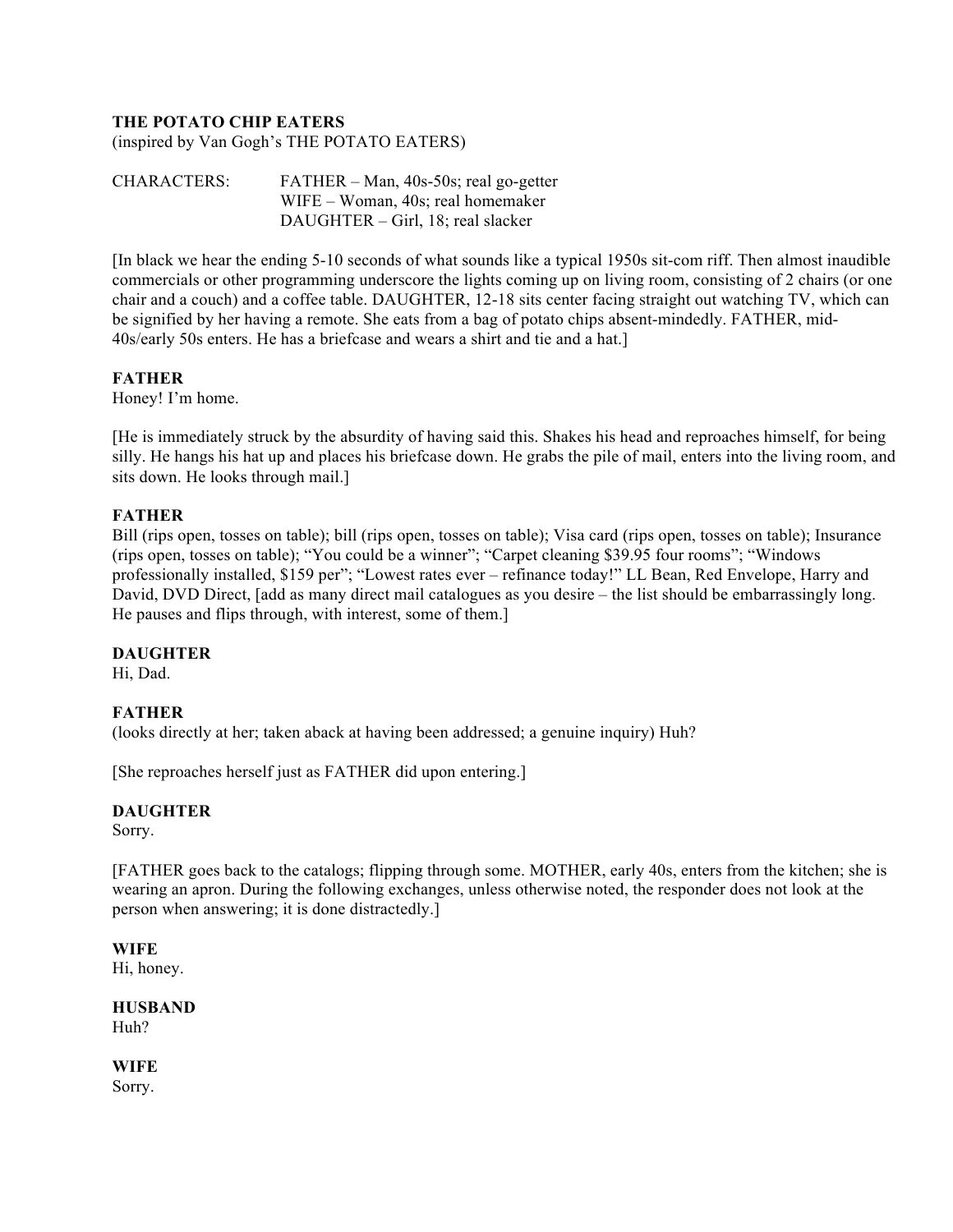**THE POTATO CHIP EATERS**
(inspired by Van Gogh's THE POTATO EATERS)

CHARACTERS: FATHER – Man, 40s-50s; real go-getter
WIFE – Woman, 40s; real homemaker
DAUGHTER – Girl, 18; real slacker

[In black we hear the ending 5-10 seconds of what sounds like a typical 1950s sit-com riff. Then almost inaudible commercials or other programming underscore the lights coming up on living room, consisting of 2 chairs (or one chair and a couch) and a coffee table. DAUGHTER, 12-18 sits center facing straight out watching TV, which can be signified by her having a remote. She eats from a bag of potato chips absent-mindedly. FATHER, mid-40s/early 50s enters. He has a briefcase and wears a shirt and tie and a hat.]

**FATHER**
Honey! I'm home.

[He is immediately struck by the absurdity of having said this. Shakes his head and reproaches himself, for being silly. He hangs his hat up and places his briefcase down. He grabs the pile of mail, enters into the living room, and sits down. He looks through mail.]

**FATHER**
Bill (rips open, tosses on table); bill (rips open, tosses on table); Visa card (rips open, tosses on table); Insurance (rips open, tosses on table); "You could be a winner"; "Carpet cleaning $39.95 four rooms"; "Windows professionally installed, $159 per"; "Lowest rates ever – refinance today!" LL Bean, Red Envelope, Harry and David, DVD Direct, [add as many direct mail catalogues as you desire – the list should be embarrassingly long. He pauses and flips through, with interest, some of them.]

**DAUGHTER**
Hi, Dad.

**FATHER**
(looks directly at her; taken aback at having been addressed; a genuine inquiry) Huh?

[She reproaches herself just as FATHER did upon entering.]

**DAUGHTER**
Sorry.

[FATHER goes back to the catalogs; flipping through some. MOTHER, early 40s, enters from the kitchen; she is wearing an apron. During the following exchanges, unless otherwise noted, the responder does not look at the person when answering; it is done distractedly.]

**WIFE**
Hi, honey.

**HUSBAND**
Huh?

**WIFE**
Sorry.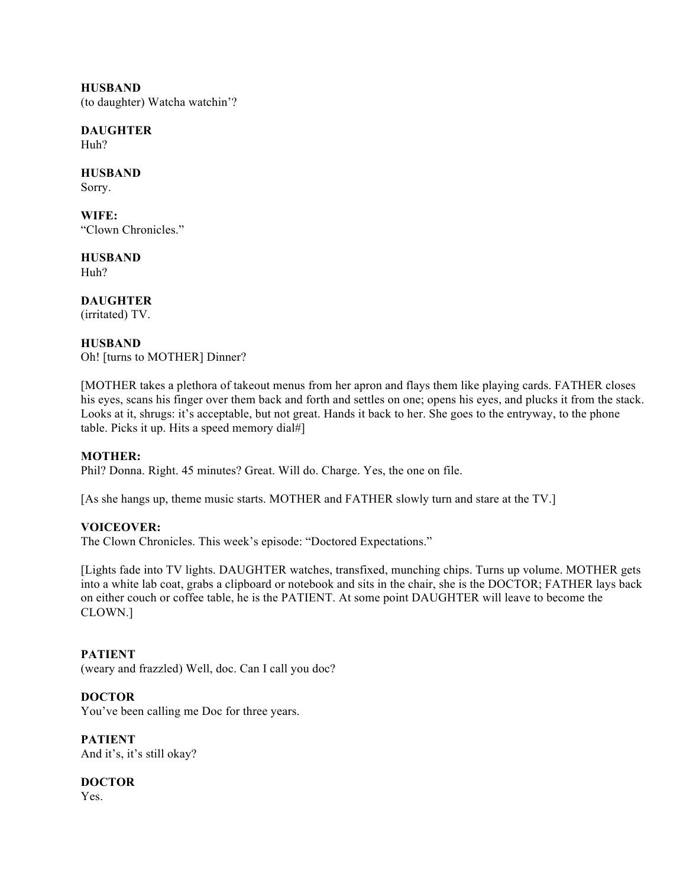**HUSBAND**
(to daughter) Watcha watchin'?

**DAUGHTER**
Huh?

**HUSBAND**
Sorry.

**WIFE:**
"Clown Chronicles."

**HUSBAND**
Huh?

**DAUGHTER**
(irritated) TV.

**HUSBAND**
Oh! [turns to MOTHER] Dinner?

[MOTHER takes a plethora of takeout menus from her apron and flays them like playing cards. FATHER closes his eyes, scans his finger over them back and forth and settles on one; opens his eyes, and plucks it from the stack. Looks at it, shrugs: it's acceptable, but not great. Hands it back to her. She goes to the entryway, to the phone table. Picks it up. Hits a speed memory dial#]

**MOTHER:**
Phil? Donna. Right. 45 minutes? Great. Will do. Charge. Yes, the one on file.

[As she hangs up, theme music starts. MOTHER and FATHER slowly turn and stare at the TV.]

**VOICEOVER:**
The Clown Chronicles. This week's episode: "Doctored Expectations."

[Lights fade into TV lights. DAUGHTER watches, transfixed, munching chips. Turns up volume. MOTHER gets into a white lab coat, grabs a clipboard or notebook and sits in the chair, she is the DOCTOR; FATHER lays back on either couch or coffee table, he is the PATIENT. At some point DAUGHTER will leave to become the CLOWN.]

**PATIENT**
(weary and frazzled) Well, doc. Can I call you doc?

**DOCTOR**
You've been calling me Doc for three years.

**PATIENT**
And it's, it's still okay?

**DOCTOR**
Yes.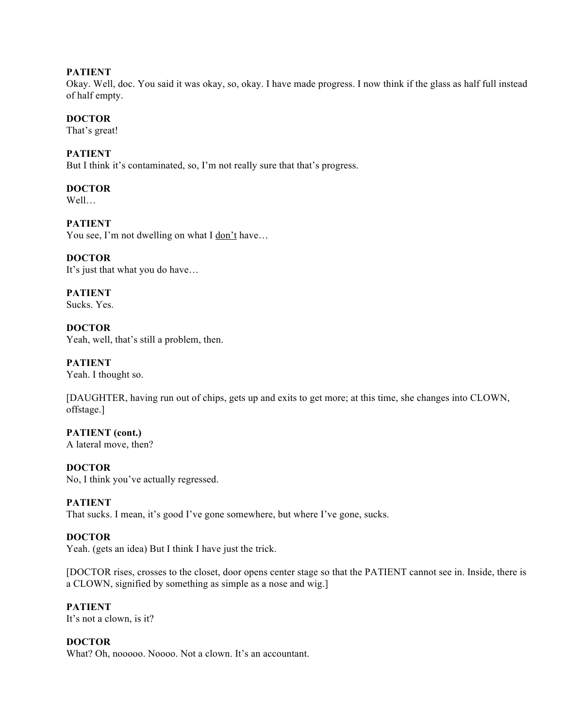**PATIENT**
Okay. Well, doc. You said it was okay, so, okay. I have made progress. I now think if the glass as half full instead of half empty.

**DOCTOR**
That's great!

**PATIENT**
But I think it's contaminated, so, I'm not really sure that that's progress.

**DOCTOR**
Well…

**PATIENT**
You see, I'm not dwelling on what I <u>don't</u> have…

**DOCTOR**
It's just that what you do have…

**PATIENT**
Sucks. Yes.

**DOCTOR**
Yeah, well, that's still a problem, then.

**PATIENT**
Yeah. I thought so.

[DAUGHTER, having run out of chips, gets up and exits to get more; at this time, she changes into CLOWN, offstage.]

**PATIENT (cont.)**
A lateral move, then?

**DOCTOR**
No, I think you've actually regressed.

**PATIENT**
That sucks. I mean, it's good I've gone somewhere, but where I've gone, sucks.

**DOCTOR**
Yeah. (gets an idea) But I think I have just the trick.

[DOCTOR rises, crosses to the closet, door opens center stage so that the PATIENT cannot see in. Inside, there is a CLOWN, signified by something as simple as a nose and wig.]

**PATIENT**
It's not a clown, is it?

**DOCTOR**
What? Oh, nooooo. Noooo. Not a clown. It's an accountant.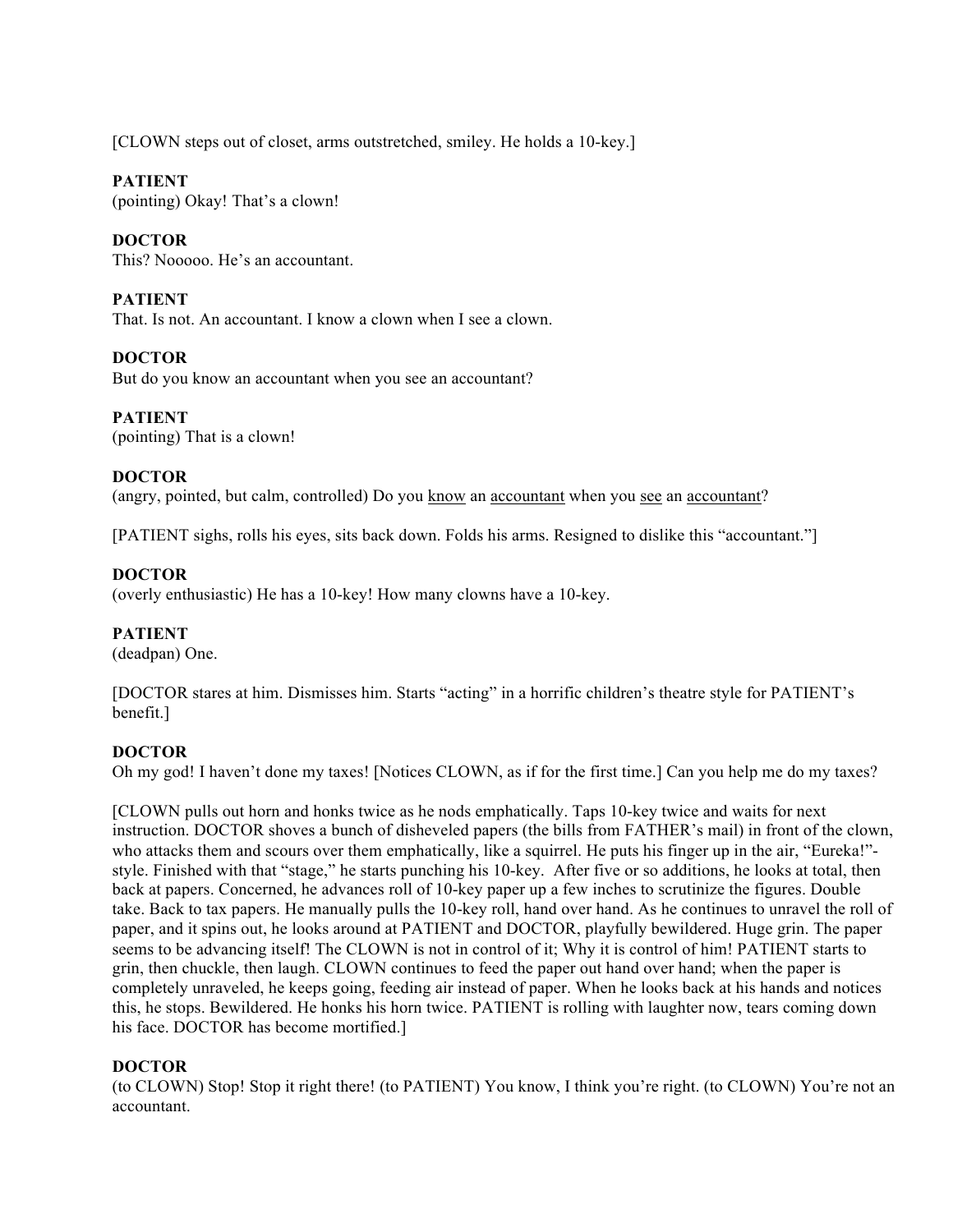[CLOWN steps out of closet, arms outstretched, smiley. He holds a 10-key.]

**PATIENT**
(pointing) Okay! That's a clown!

**DOCTOR**
This? Nooooo. He's an accountant.

**PATIENT**
That. Is not. An accountant. I know a clown when I see a clown.

**DOCTOR**
But do you know an accountant when you see an accountant?

**PATIENT**
(pointing) That is a clown!

**DOCTOR**
(angry, pointed, but calm, controlled) Do you <u>know</u> an <u>accountant</u> when you <u>see</u> an <u>accountant</u>?

[PATIENT sighs, rolls his eyes, sits back down. Folds his arms. Resigned to dislike this "accountant."]

**DOCTOR**
(overly enthusiastic) He has a 10-key! How many clowns have a 10-key.

**PATIENT**
(deadpan) One.

[DOCTOR stares at him. Dismisses him. Starts "acting" in a horrific children's theatre style for PATIENT's benefit.]

**DOCTOR**
Oh my god! I haven't done my taxes! [Notices CLOWN, as if for the first time.] Can you help me do my taxes?

[CLOWN pulls out horn and honks twice as he nods emphatically. Taps 10-key twice and waits for next instruction. DOCTOR shoves a bunch of disheveled papers (the bills from FATHER's mail) in front of the clown, who attacks them and scours over them emphatically, like a squirrel. He puts his finger up in the air, "Eureka!"-style. Finished with that "stage," he starts punching his 10-key. After five or so additions, he looks at total, then back at papers. Concerned, he advances roll of 10-key paper up a few inches to scrutinize the figures. Double take. Back to tax papers. He manually pulls the 10-key roll, hand over hand. As he continues to unravel the roll of paper, and it spins out, he looks around at PATIENT and DOCTOR, playfully bewildered. Huge grin. The paper seems to be advancing itself! The CLOWN is not in control of it; Why it is control of him! PATIENT starts to grin, then chuckle, then laugh. CLOWN continues to feed the paper out hand over hand; when the paper is completely unraveled, he keeps going, feeding air instead of paper. When he looks back at his hands and notices this, he stops. Bewildered. He honks his horn twice. PATIENT is rolling with laughter now, tears coming down his face. DOCTOR has become mortified.]

**DOCTOR**
(to CLOWN) Stop! Stop it right there! (to PATIENT) You know, I think you're right. (to CLOWN) You're not an accountant.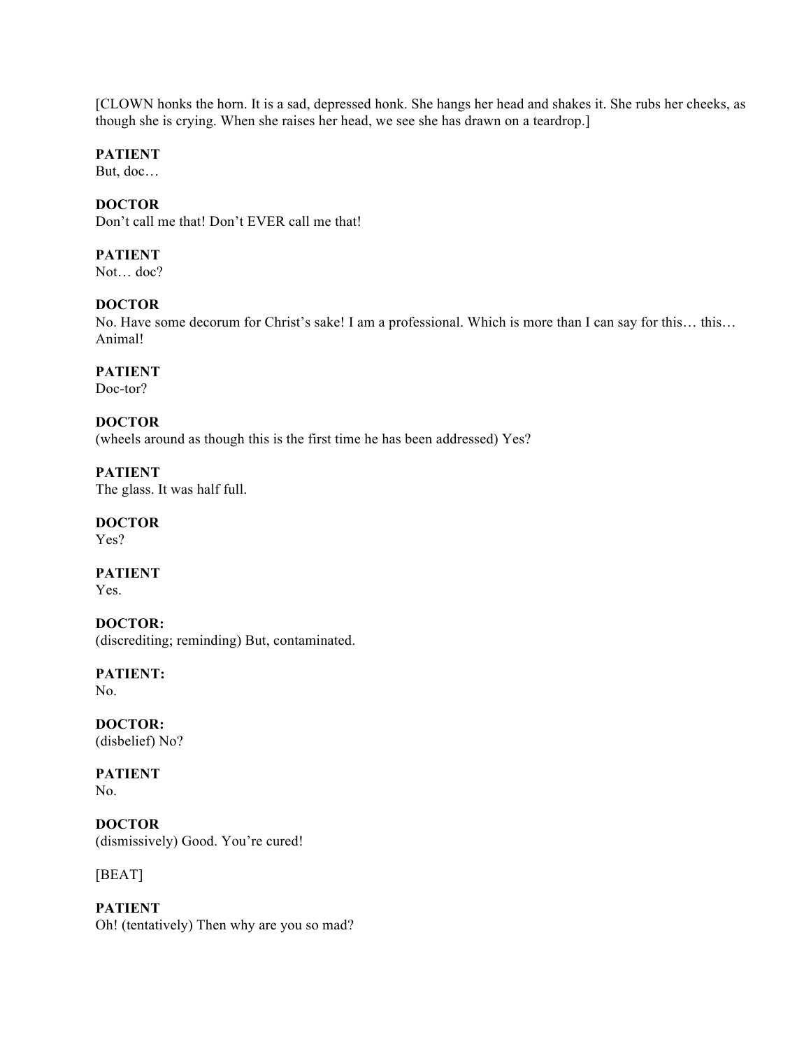[CLOWN honks the horn. It is a sad, depressed honk. She hangs her head and shakes it. She rubs her cheeks, as though she is crying. When she raises her head, we see she has drawn on a teardrop.]

**PATIENT**
But, doc…

**DOCTOR**
Don't call me that! Don't EVER call me that!

**PATIENT**
Not… doc?

**DOCTOR**
No. Have some decorum for Christ's sake! I am a professional. Which is more than I can say for this… this… Animal!

**PATIENT**
Doc-tor?

**DOCTOR**
(wheels around as though this is the first time he has been addressed) Yes?

**PATIENT**
The glass. It was half full.

**DOCTOR**
Yes?

**PATIENT**
Yes.

**DOCTOR:**
(discrediting; reminding) But, contaminated.

**PATIENT:**
No.

**DOCTOR:**
(disbelief) No?

**PATIENT**
No.

**DOCTOR**
(dismissively) Good. You're cured!

[BEAT]

**PATIENT**
Oh! (tentatively) Then why are you so mad?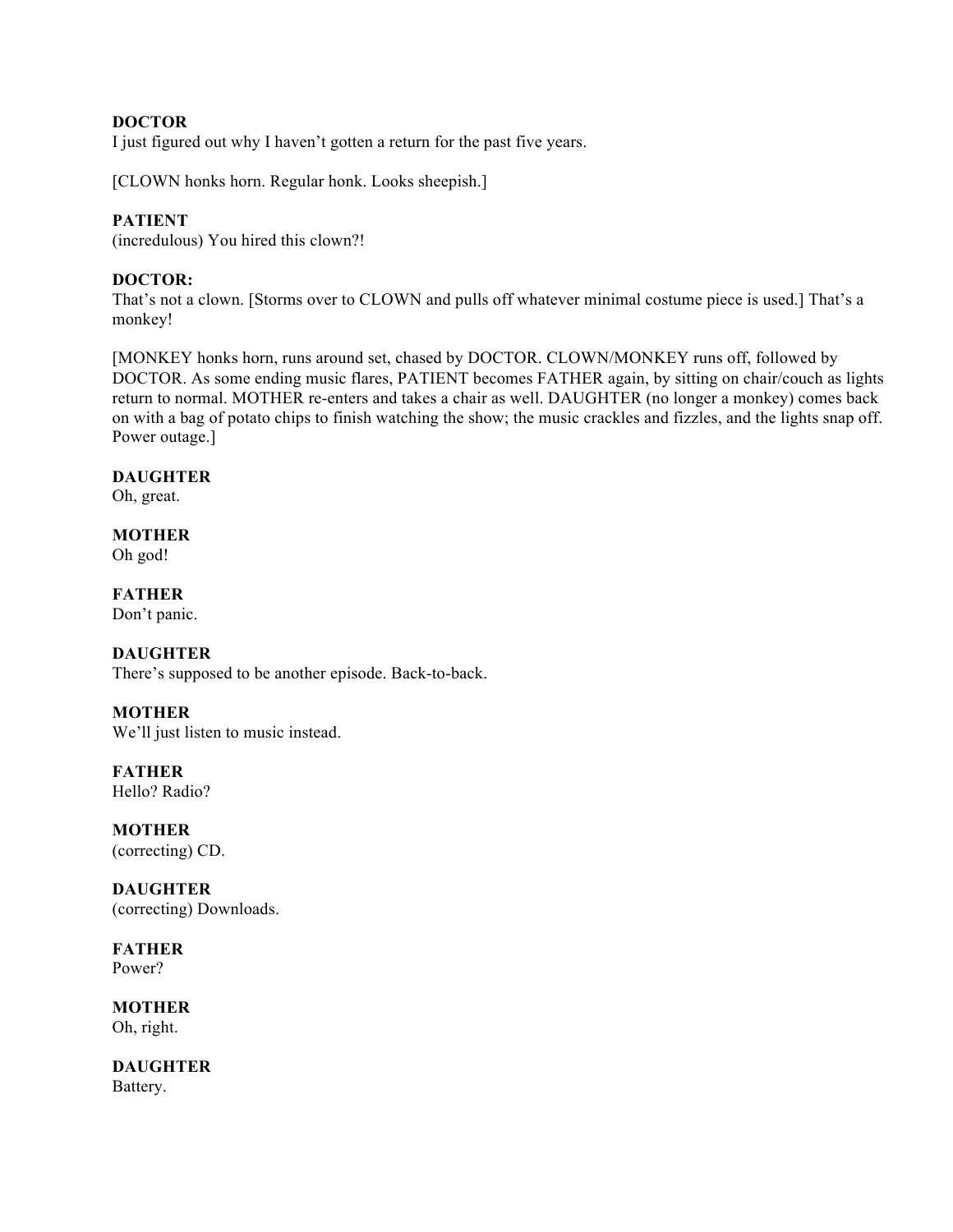**DOCTOR**
I just figured out why I haven't gotten a return for the past five years.

[CLOWN honks horn. Regular honk. Looks sheepish.]

**PATIENT**
(incredulous) You hired this clown?!

**DOCTOR:**
That's not a clown. [Storms over to CLOWN and pulls off whatever minimal costume piece is used.] That's a monkey!

[MONKEY honks horn, runs around set, chased by DOCTOR. CLOWN/MONKEY runs off, followed by DOCTOR. As some ending music flares, PATIENT becomes FATHER again, by sitting on chair/couch as lights return to normal. MOTHER re-enters and takes a chair as well. DAUGHTER (no longer a monkey) comes back on with a bag of potato chips to finish watching the show; the music crackles and fizzles, and the lights snap off. Power outage.]

**DAUGHTER**
Oh, great.

**MOTHER**
Oh god!

**FATHER**
Don't panic.

**DAUGHTER**
There's supposed to be another episode. Back-to-back.

**MOTHER**
We'll just listen to music instead.

**FATHER**
Hello? Radio?

**MOTHER**
(correcting) CD.

**DAUGHTER**
(correcting) Downloads.

**FATHER**
Power?

**MOTHER**
Oh, right.

**DAUGHTER**
Battery.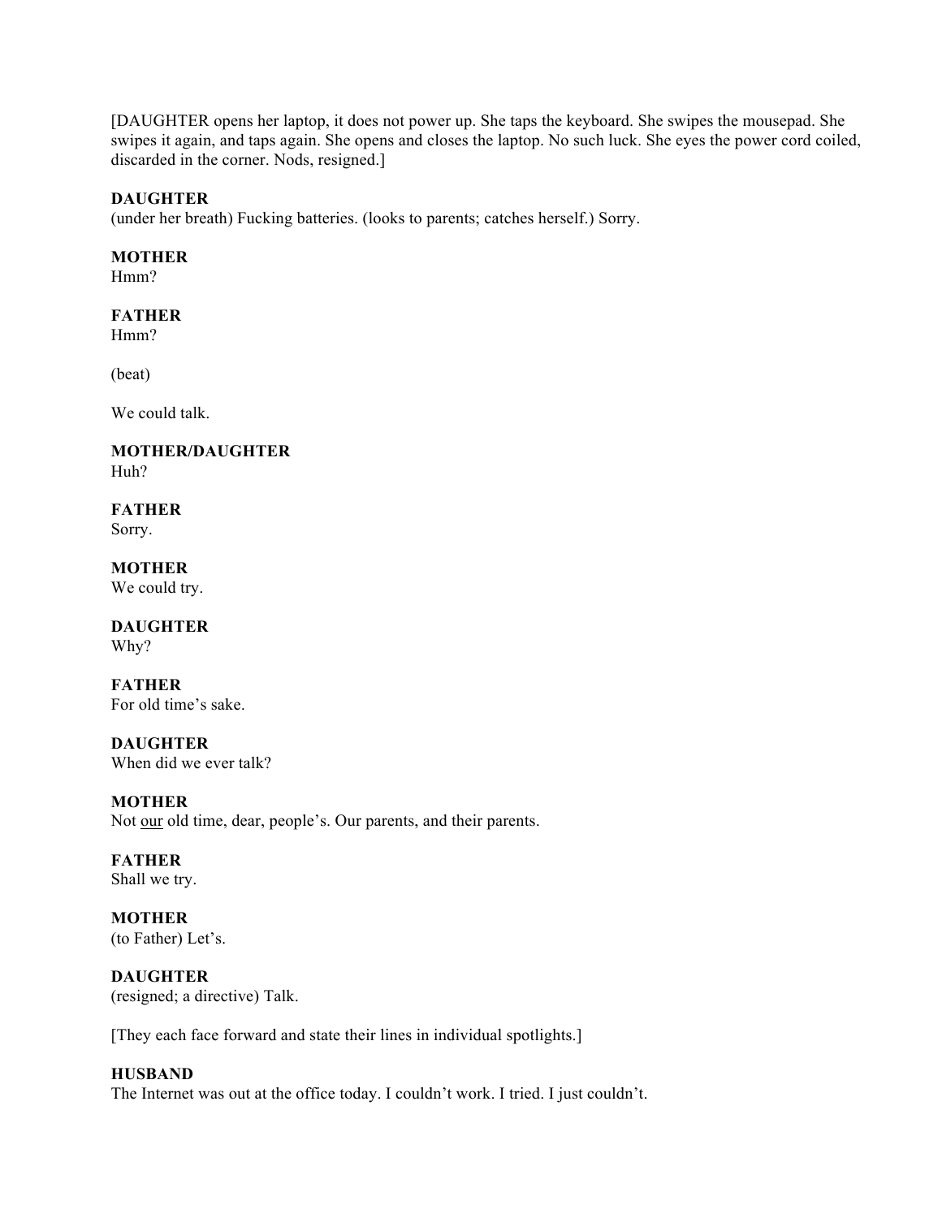[DAUGHTER opens her laptop, it does not power up. She taps the keyboard. She swipes the mousepad. She swipes it again, and taps again. She opens and closes the laptop. No such luck. She eyes the power cord coiled, discarded in the corner. Nods, resigned.]

**DAUGHTER**
(under her breath) Fucking batteries. (looks to parents; catches herself.) Sorry.

**MOTHER**
Hmm?

**FATHER**
Hmm?

(beat)

We could talk.

**MOTHER/DAUGHTER**
Huh?

**FATHER**
Sorry.

**MOTHER**
We could try.

**DAUGHTER**
Why?

**FATHER**
For old time's sake.

**DAUGHTER**
When did we ever talk?

**MOTHER**
Not <u>our</u> old time, dear, people's. Our parents, and their parents.

**FATHER**
Shall we try.

**MOTHER**
(to Father) Let's.

**DAUGHTER**
(resigned; a directive) Talk.

[They each face forward and state their lines in individual spotlights.]

**HUSBAND**
The Internet was out at the office today. I couldn't work. I tried. I just couldn't.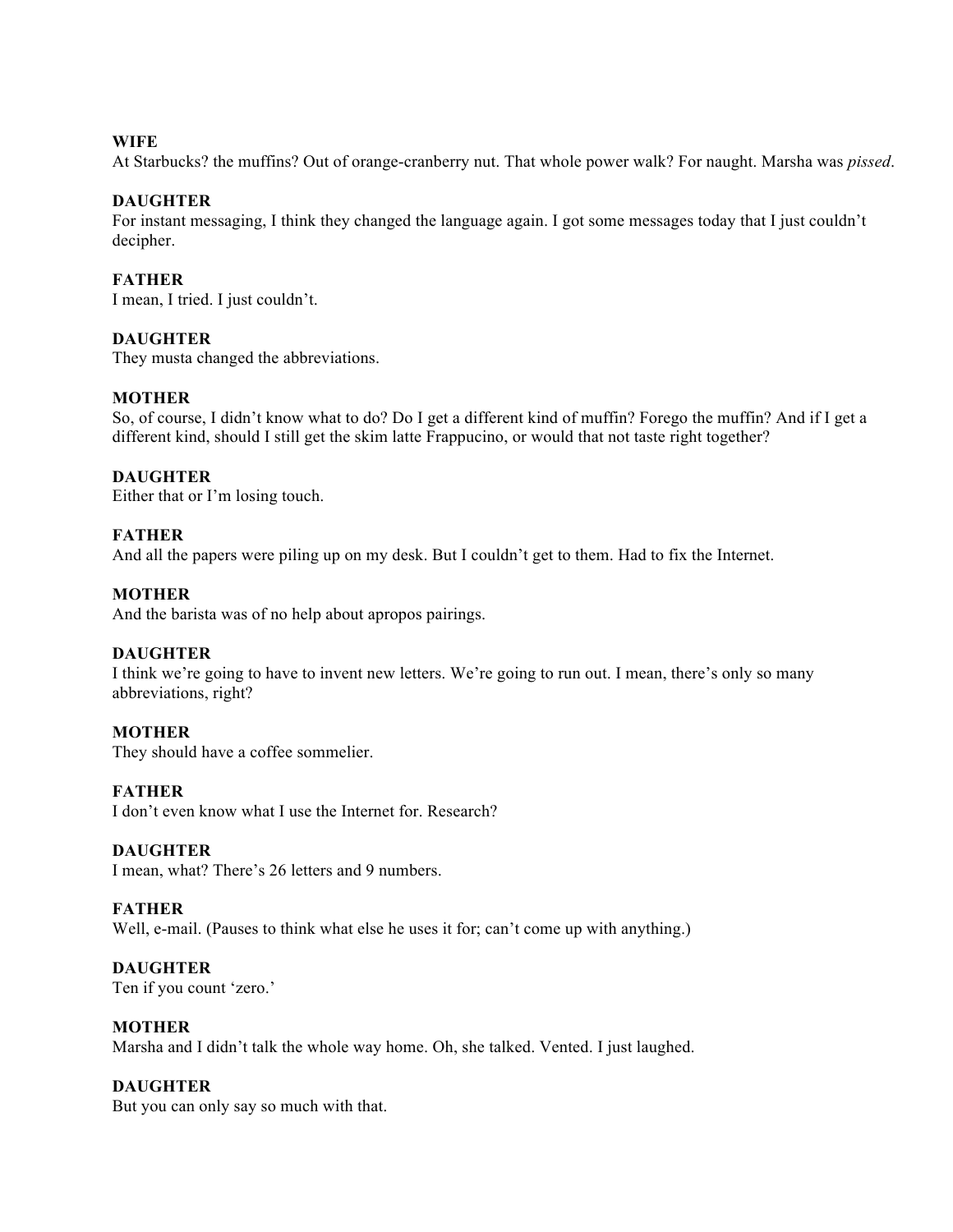**WIFE**
At Starbucks? the muffins? Out of orange-cranberry nut. That whole power walk? For naught. Marsha was *pissed*.

**DAUGHTER**
For instant messaging, I think they changed the language again. I got some messages today that I just couldn't decipher.

**FATHER**
I mean, I tried. I just couldn't.

**DAUGHTER**
They musta changed the abbreviations.

**MOTHER**
So, of course, I didn't know what to do? Do I get a different kind of muffin? Forego the muffin? And if I get a different kind, should I still get the skim latte Frappucino, or would that not taste right together?

**DAUGHTER**
Either that or I'm losing touch.

**FATHER**
And all the papers were piling up on my desk. But I couldn't get to them. Had to fix the Internet.

**MOTHER**
And the barista was of no help about apropos pairings.

**DAUGHTER**
I think we're going to have to invent new letters. We're going to run out. I mean, there's only so many abbreviations, right?

**MOTHER**
They should have a coffee sommelier.

**FATHER**
I don't even know what I use the Internet for. Research?

**DAUGHTER**
I mean, what? There's 26 letters and 9 numbers.

**FATHER**
Well, e-mail. (Pauses to think what else he uses it for; can't come up with anything.)

**DAUGHTER**
Ten if you count 'zero.'

**MOTHER**
Marsha and I didn't talk the whole way home. Oh, she talked. Vented. I just laughed.

**DAUGHTER**
But you can only say so much with that.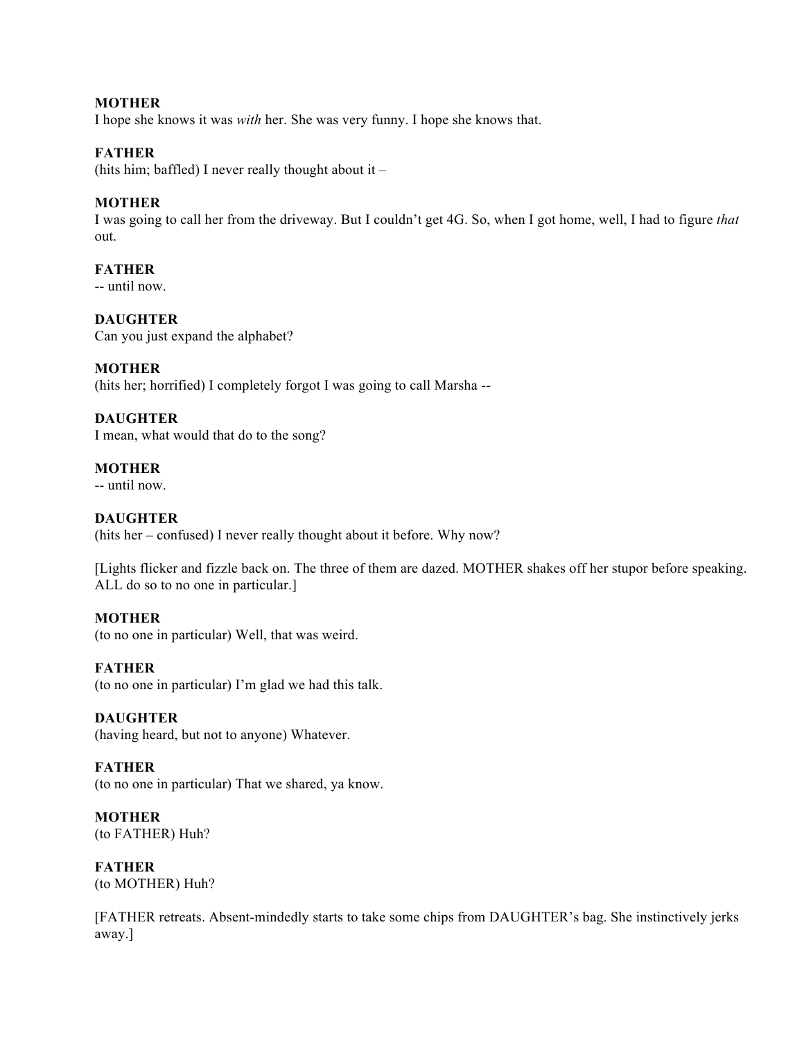**MOTHER**
I hope she knows it was *with* her. She was very funny. I hope she knows that.

**FATHER**
(hits him; baffled) I never really thought about it –

**MOTHER**
I was going to call her from the driveway. But I couldn't get 4G. So, when I got home, well, I had to figure *that* out.

**FATHER**
-- until now.

**DAUGHTER**
Can you just expand the alphabet?

**MOTHER**
(hits her; horrified) I completely forgot I was going to call Marsha --

**DAUGHTER**
I mean, what would that do to the song?

**MOTHER**
-- until now.

**DAUGHTER**
(hits her – confused) I never really thought about it before. Why now?

[Lights flicker and fizzle back on. The three of them are dazed. MOTHER shakes off her stupor before speaking. ALL do so to no one in particular.]

**MOTHER**
(to no one in particular) Well, that was weird.

**FATHER**
(to no one in particular) I'm glad we had this talk.

**DAUGHTER**
(having heard, but not to anyone) Whatever.

**FATHER**
(to no one in particular) That we shared, ya know.

**MOTHER**
(to FATHER) Huh?

**FATHER**
(to MOTHER) Huh?

[FATHER retreats. Absent-mindedly starts to take some chips from DAUGHTER's bag. She instinctively jerks away.]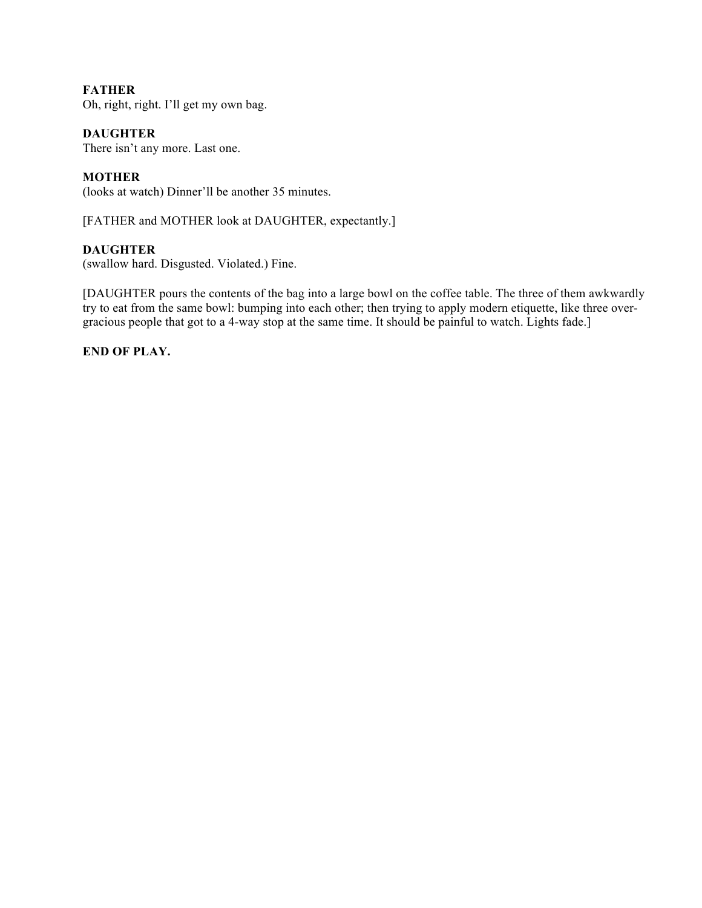**FATHER**
Oh, right, right. I'll get my own bag.

**DAUGHTER**
There isn't any more. Last one.

**MOTHER**
(looks at watch) Dinner'll be another 35 minutes.

[FATHER and MOTHER look at DAUGHTER, expectantly.]

**DAUGHTER**
(swallow hard. Disgusted. Violated.) Fine.

[DAUGHTER pours the contents of the bag into a large bowl on the coffee table. The three of them awkwardly try to eat from the same bowl: bumping into each other; then trying to apply modern etiquette, like three over-gracious people that got to a 4-way stop at the same time. It should be painful to watch. Lights fade.]

**END OF PLAY.**